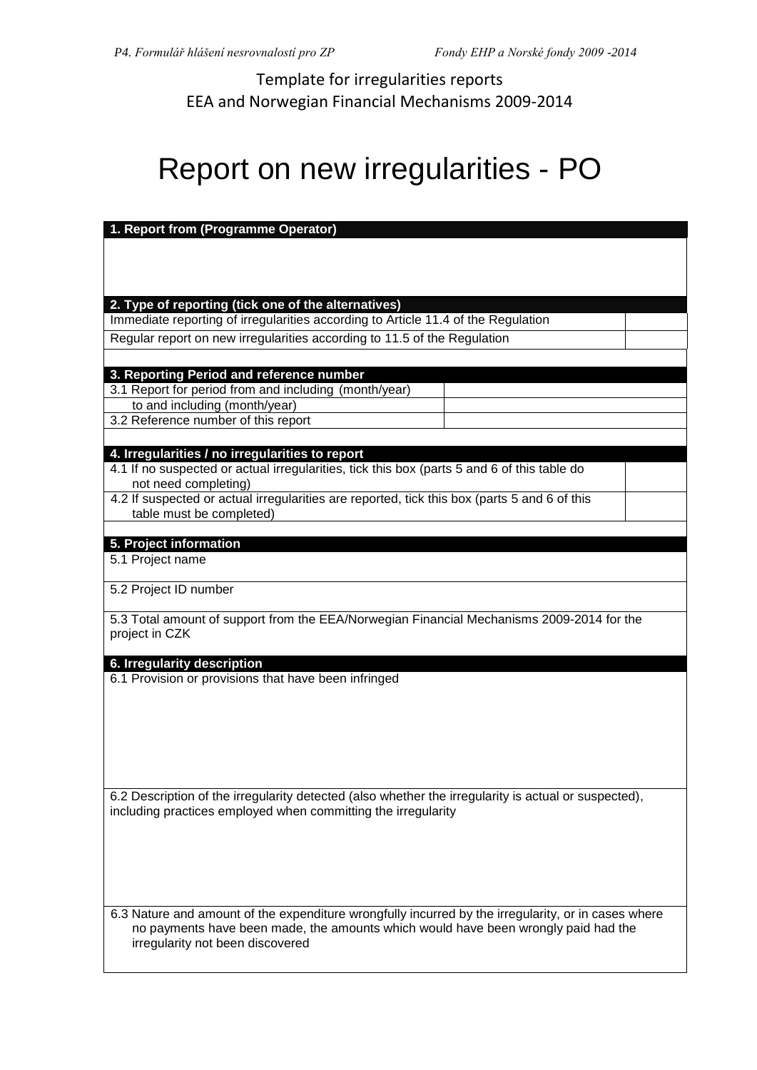Template for irregularities reports
EEA and Norwegian Financial Mechanisms 2009-2014

# Report on new irregularities - PO

| **1. Report from (Programme Operator)** | |
|---|---|
| | |
| **2. Type of reporting (tick one of the alternatives)** | |
| Immediate reporting of irregularities according to Article 11.4 of the Regulation | |
| Regular report on new irregularities according to 11.5 of the Regulation | |
| **3. Reporting Period and reference number** | |
| 3.1 Report for period from and including (month/year) | |
| to and including (month/year) | |
| 3.2 Reference number of this report | |
| **4. Irregularities / no irregularities to report** | |
| 4.1 If no suspected or actual irregularities, tick this box (parts 5 and 6 of this table do not need completing) | |
| 4.2 If suspected or actual irregularities are reported, tick this box (parts 5 and 6 of this table must be completed) | |
| **5. Project information** | |
| 5.1 Project name | |
| 5.2 Project ID number | |
| 5.3 Total amount of support from the EEA/Norwegian Financial Mechanisms 2009-2014 for the project in CZK | |
| **6. Irregularity description** | |
| 6.1 Provision or provisions that have been infringed | |
| 6.2 Description of the irregularity detected (also whether the irregularity is actual or suspected), including practices employed when committing the irregularity | |
| 6.3 Nature and amount of the expenditure wrongfully incurred by the irregularity, or in cases where no payments have been made, the amounts which would have been wrongly paid had the irregularity not been discovered | |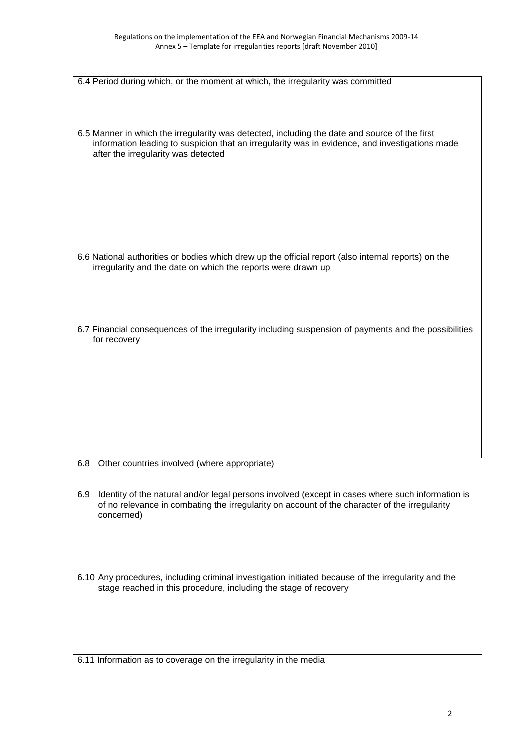| 6.4 Period during which, or the moment at which, the irregularity was committed |
|---|
| |
| 6.5 Manner in which the irregularity was detected, including the date and source of the first information leading to suspicion that an irregularity was in evidence, and investigations made after the irregularity was detected |
| |
| 6.6 National authorities or bodies which drew up the official report (also internal reports) on the irregularity and the date on which the reports were drawn up |
| |
| 6.7 Financial consequences of the irregularity including suspension of payments and the possibilities for recovery |
| |
| 6.8 Other countries involved (where appropriate) |
| |
| 6.9 Identity of the natural and/or legal persons involved (except in cases where such information is of no relevance in combating the irregularity on account of the character of the irregularity concerned) |
| |
| 6.10 Any procedures, including criminal investigation initiated because of the irregularity and the stage reached in this procedure, including the stage of recovery |
| |
| 6.11 Information as to coverage on the irregularity in the media |
| |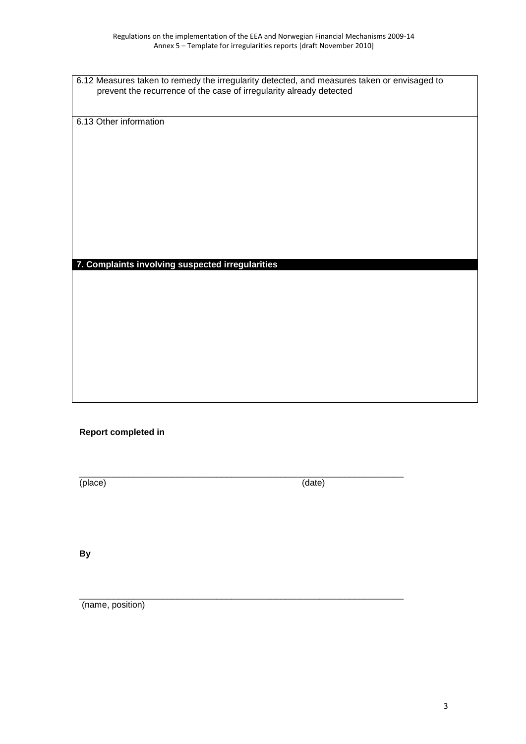6.12 Measures taken to remedy the irregularity detected, and measures taken or envisaged to prevent the recurrence of the case of irregularity already detected

6.13 Other information

## 7. Complaints involving suspected irregularities

**Report completed in**

_______________________________________________________________________

(place) (date)

**By**

_______________________________________________________________________

(name, position)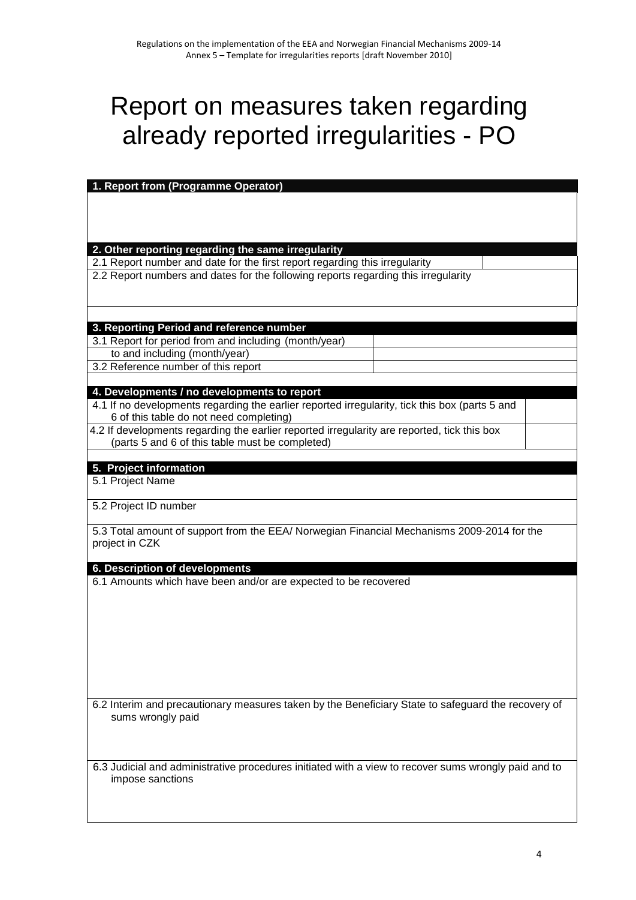# Report on measures taken regarding already reported irregularities - PO

| **1. Report from (Programme Operator)** | |
|---|---|
| | |
| **2. Other reporting regarding the same irregularity** | |
| 2.1 Report number and date for the first report regarding this irregularity | |
| 2.2 Report numbers and dates for the following reports regarding this irregularity | |
| **3. Reporting Period and reference number** | |
| 3.1 Report for period from and including (month/year) | |
| to and including (month/year) | |
| 3.2 Reference number of this report | |
| **4. Developments / no developments to report** | |
| 4.1 If no developments regarding the earlier reported irregularity, tick this box (parts 5 and 6 of this table do not need completing) | |
| 4.2 If developments regarding the earlier reported irregularity are reported, tick this box (parts 5 and 6 of this table must be completed) | |
| **5. Project information** | |
| 5.1 Project Name | |
| 5.2 Project ID number | |
| 5.3 Total amount of support from the EEA/ Norwegian Financial Mechanisms 2009-2014 for the project in CZK | |
| **6. Description of developments** | |
| 6.1 Amounts which have been and/or are expected to be recovered | |
| 6.2 Interim and precautionary measures taken by the Beneficiary State to safeguard the recovery of sums wrongly paid | |
| 6.3 Judicial and administrative procedures initiated with a view to recover sums wrongly paid and to impose sanctions | |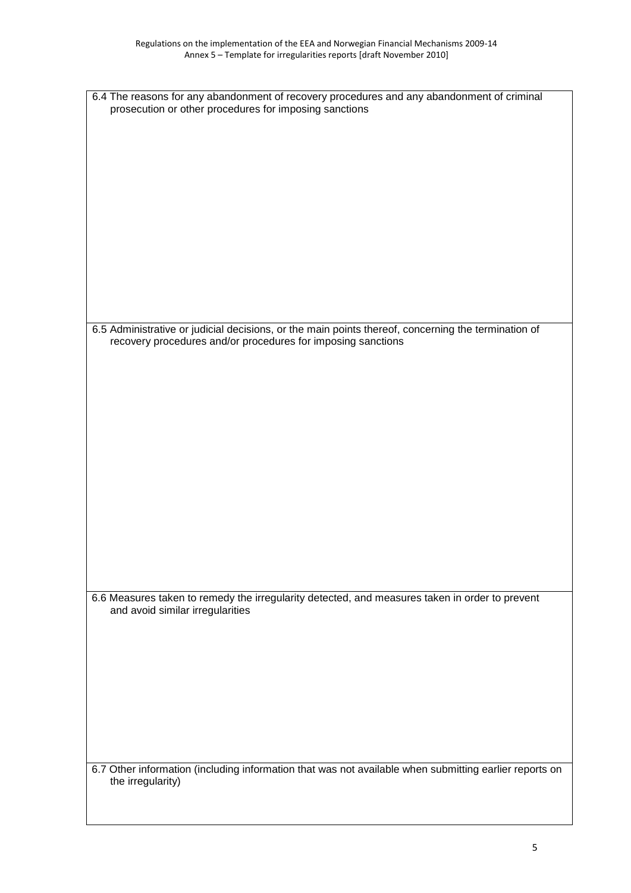| 6.4 The reasons for any abandonment of recovery procedures and any abandonment of criminal prosecution or other procedures for imposing sanctions |
| --- |
| |
| 6.5 Administrative or judicial decisions, or the main points thereof, concerning the termination of recovery procedures and/or procedures for imposing sanctions |
| |
| 6.6 Measures taken to remedy the irregularity detected, and measures taken in order to prevent and avoid similar irregularities |
| |
| 6.7 Other information (including information that was not available when submitting earlier reports on the irregularity) |
| |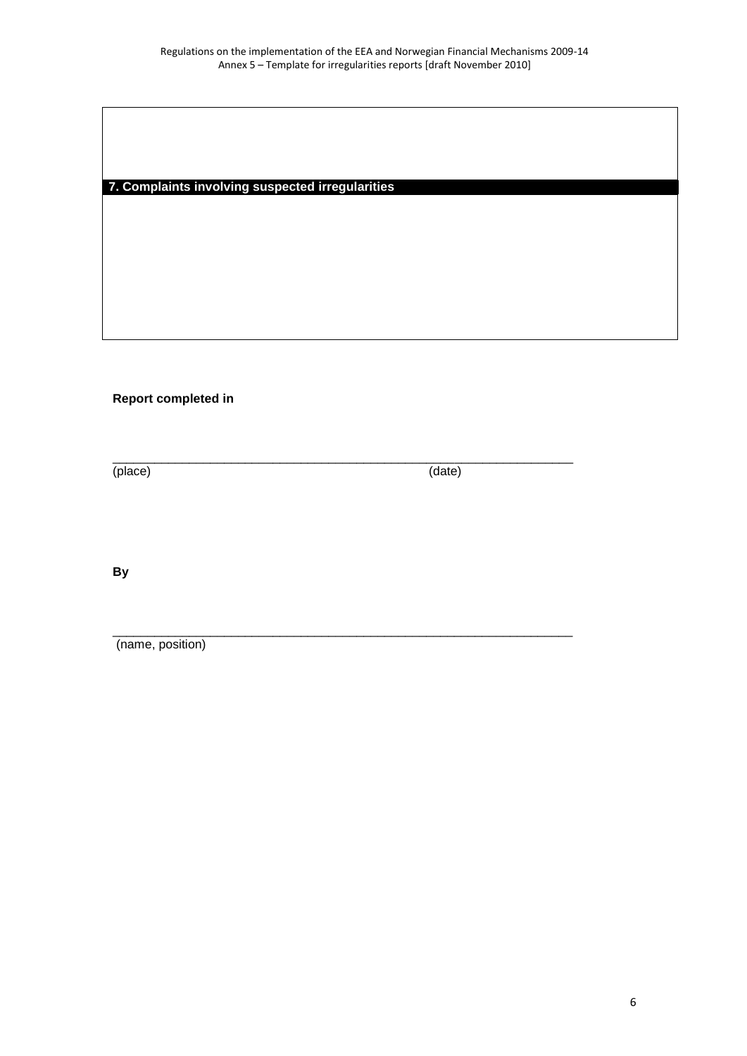## 7. Complaints involving suspected irregularities

**Report completed in**

_______________________________________________________________________

(place) (date)

**By**

_______________________________________________________________________

(name, position)